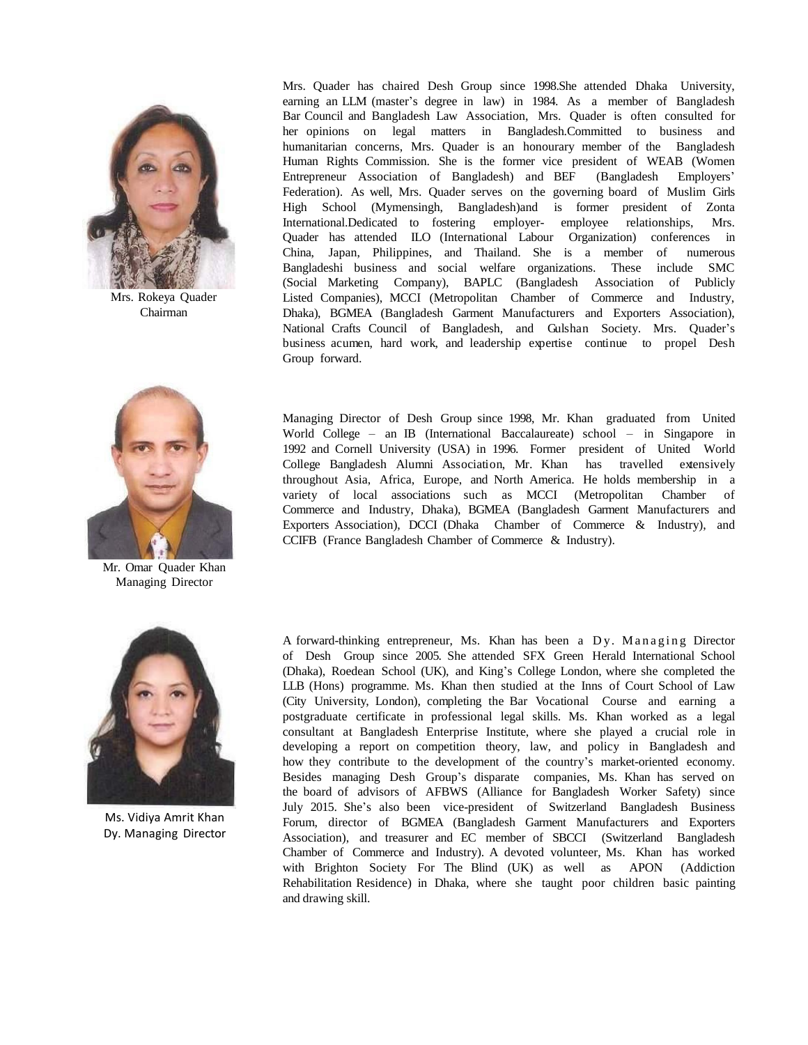Mrs. Rokeya Quader
Chairman

Mrs. Quader has chaired Desh Group since 1998.She attended Dhaka University, earning an LLM (master's degree in law) in 1984. As a member of Bangladesh Bar Council and Bangladesh Law Association, Mrs. Quader is often consulted for her opinions on legal matters in Bangladesh.Committed to business and humanitarian concerns, Mrs. Quader is an honourary member of the Bangladesh Human Rights Commission. She is the former vice president of WEAB (Women Entrepreneur Association of Bangladesh) and BEF (Bangladesh Employers' Federation). As well, Mrs. Quader serves on the governing board of Muslim Girls High School (Mymensingh, Bangladesh)and is former president of Zonta International.Dedicated to fostering employer- employee relationships, Mrs. Quader has attended ILO (International Labour Organization) conferences in China, Japan, Philippines, and Thailand. She is a member of numerous Bangladeshi business and social welfare organizations. These include SMC (Social Marketing Company), BAPLC (Bangladesh Association of Publicly Listed Companies), MCCI (Metropolitan Chamber of Commerce and Industry, Dhaka), BGMEA (Bangladesh Garment Manufacturers and Exporters Association), National Crafts Council of Bangladesh, and Gulshan Society. Mrs. Quader's business acumen, hard work, and leadership expertise continue to propel Desh Group forward.

Mr. Omar Quader Khan
Managing Director

Managing Director of Desh Group since 1998, Mr. Khan graduated from United World College – an IB (International Baccalaureate) school – in Singapore in 1992 and Cornell University (USA) in 1996. Former president of United World College Bangladesh Alumni Association, Mr. Khan has travelled extensively throughout Asia, Africa, Europe, and North America. He holds membership in a variety of local associations such as MCCI (Metropolitan Chamber of Commerce and Industry, Dhaka), BGMEA (Bangladesh Garment Manufacturers and Exporters Association), DCCI (Dhaka Chamber of Commerce & Industry), and CCIFB (France Bangladesh Chamber of Commerce & Industry).

Ms. Vidiya Amrit Khan
Dy. Managing Director

A forward-thinking entrepreneur, Ms. Khan has been a Dy. Managing Director of Desh Group since 2005. She attended SFX Green Herald International School (Dhaka), Roedean School (UK), and King's College London, where she completed the LLB (Hons) programme. Ms. Khan then studied at the Inns of Court School of Law (City University, London), completing the Bar Vocational Course and earning a postgraduate certificate in professional legal skills. Ms. Khan worked as a legal consultant at Bangladesh Enterprise Institute, where she played a crucial role in developing a report on competition theory, law, and policy in Bangladesh and how they contribute to the development of the country's market-oriented economy. Besides managing Desh Group's disparate companies, Ms. Khan has served on the board of advisors of AFBWS (Alliance for Bangladesh Worker Safety) since July 2015. She's also been vice-president of Switzerland Bangladesh Business Forum, director of BGMEA (Bangladesh Garment Manufacturers and Exporters Association), and treasurer and EC member of SBCCI (Switzerland Bangladesh Chamber of Commerce and Industry). A devoted volunteer, Ms. Khan has worked with Brighton Society For The Blind (UK) as well as APON (Addiction Rehabilitation Residence) in Dhaka, where she taught poor children basic painting and drawing skill.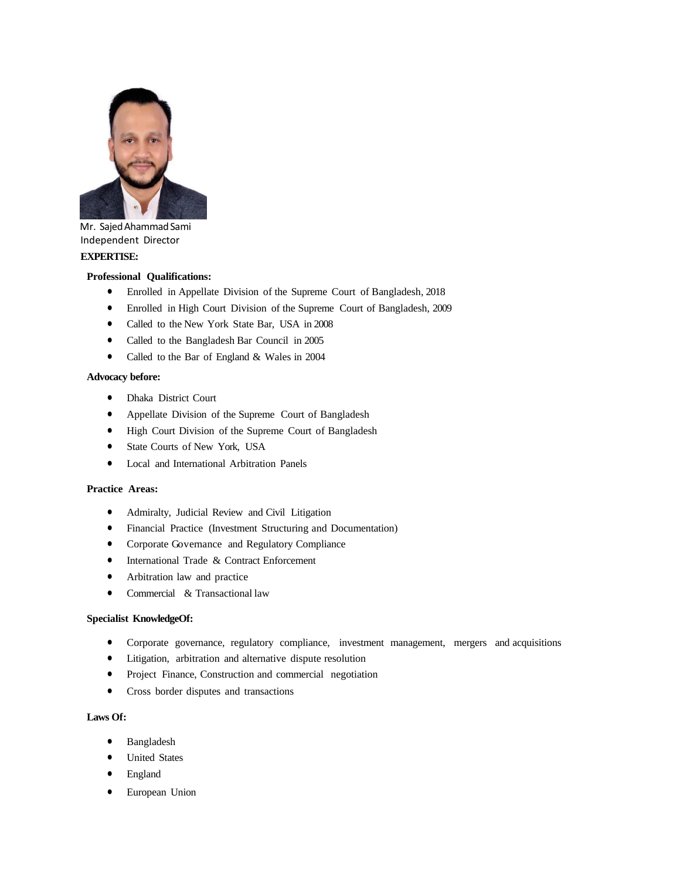Mr. Sajed Ahammad Sami
Independent Director

**EXPERTISE:**

**Professional Qualifications:**

- Enrolled in Appellate Division of the Supreme Court of Bangladesh, 2018
- Enrolled in High Court Division of the Supreme Court of Bangladesh, 2009
- Called to the New York State Bar, USA in 2008
- Called to the Bangladesh Bar Council in 2005
- Called to the Bar of England & Wales in 2004

**Advocacy before:**

- Dhaka District Court
- Appellate Division of the Supreme Court of Bangladesh
- High Court Division of the Supreme Court of Bangladesh
- State Courts of New York, USA
- Local and International Arbitration Panels

**Practice Areas:**

- Admiralty, Judicial Review and Civil Litigation
- Financial Practice (Investment Structuring and Documentation)
- Corporate Governance and Regulatory Compliance
- International Trade & Contract Enforcement
- Arbitration law and practice
- Commercial & Transactional law

**Specialist KnowledgeOf:**

- Corporate governance, regulatory compliance, investment management, mergers and acquisitions
- Litigation, arbitration and alternative dispute resolution
- Project Finance, Construction and commercial negotiation
- Cross border disputes and transactions

**Laws Of:**

- Bangladesh
- United States
- England
- European Union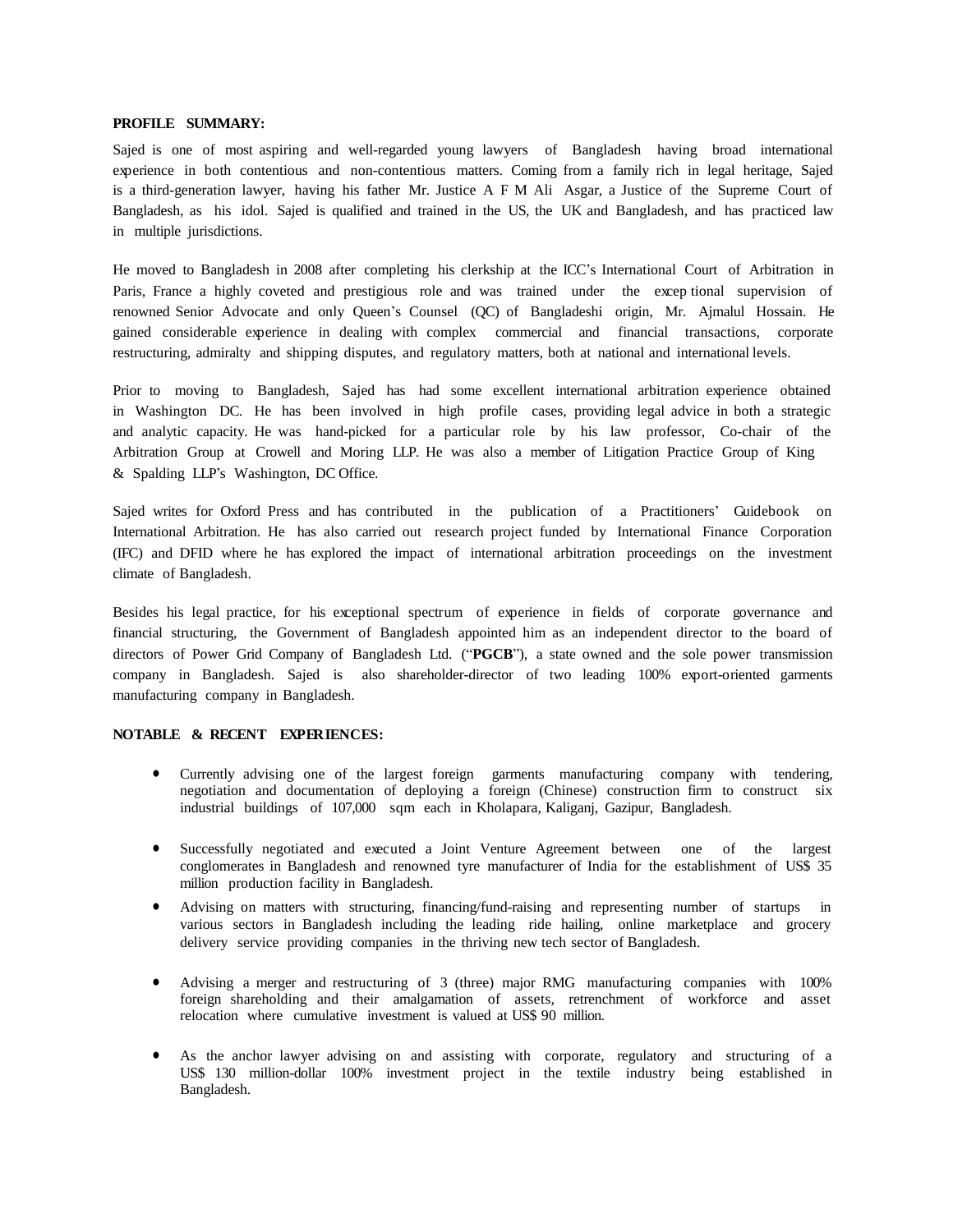**PROFILE SUMMARY:**

Sajed is one of most aspiring and well-regarded young lawyers of Bangladesh having broad international experience in both contentious and non-contentious matters. Coming from a family rich in legal heritage, Sajed is a third-generation lawyer, having his father Mr. Justice A F M Ali Asgar, a Justice of the Supreme Court of Bangladesh, as his idol. Sajed is qualified and trained in the US, the UK and Bangladesh, and has practiced law in multiple jurisdictions.

He moved to Bangladesh in 2008 after completing his clerkship at the ICC's International Court of Arbitration in Paris, France a highly coveted and prestigious role and was trained under the excep tional supervision of renowned Senior Advocate and only Queen's Counsel (QC) of Bangladeshi origin, Mr. Ajmalul Hossain. He gained considerable experience in dealing with complex commercial and financial transactions, corporate restructuring, admiralty and shipping disputes, and regulatory matters, both at national and international levels.

Prior to moving to Bangladesh, Sajed has had some excellent international arbitration experience obtained in Washington DC. He has been involved in high profile cases, providing legal advice in both a strategic and analytic capacity. He was hand-picked for a particular role by his law professor, Co-chair of the Arbitration Group at Crowell and Moring LLP. He was also a member of Litigation Practice Group of King & Spalding LLP's Washington, DC Office.

Sajed writes for Oxford Press and has contributed in the publication of a Practitioners' Guidebook on International Arbitration. He has also carried out research project funded by International Finance Corporation (IFC) and DFID where he has explored the impact of international arbitration proceedings on the investment climate of Bangladesh.

Besides his legal practice, for his exceptional spectrum of experience in fields of corporate governance and financial structuring, the Government of Bangladesh appointed him as an independent director to the board of directors of Power Grid Company of Bangladesh Ltd. ("**PGCB**"), a state owned and the sole power transmission company in Bangladesh. Sajed is also shareholder-director of two leading 100% export-oriented garments manufacturing company in Bangladesh.

**NOTABLE & RECENT EXPERIENCES:**

- Currently advising one of the largest foreign garments manufacturing company with tendering, negotiation and documentation of deploying a foreign (Chinese) construction firm to construct six industrial buildings of 107,000 sqm each in Kholapara, Kaliganj, Gazipur, Bangladesh.
- Successfully negotiated and executed a Joint Venture Agreement between one of the largest conglomerates in Bangladesh and renowned tyre manufacturer of India for the establishment of US$ 35 million production facility in Bangladesh.
- Advising on matters with structuring, financing/fund-raising and representing number of startups in various sectors in Bangladesh including the leading ride hailing, online marketplace and grocery delivery service providing companies in the thriving new tech sector of Bangladesh.
- Advising a merger and restructuring of 3 (three) major RMG manufacturing companies with 100% foreign shareholding and their amalgamation of assets, retrenchment of workforce and asset relocation where cumulative investment is valued at US$ 90 million.
- As the anchor lawyer advising on and assisting with corporate, regulatory and structuring of a US$ 130 million-dollar 100% investment project in the textile industry being established in Bangladesh.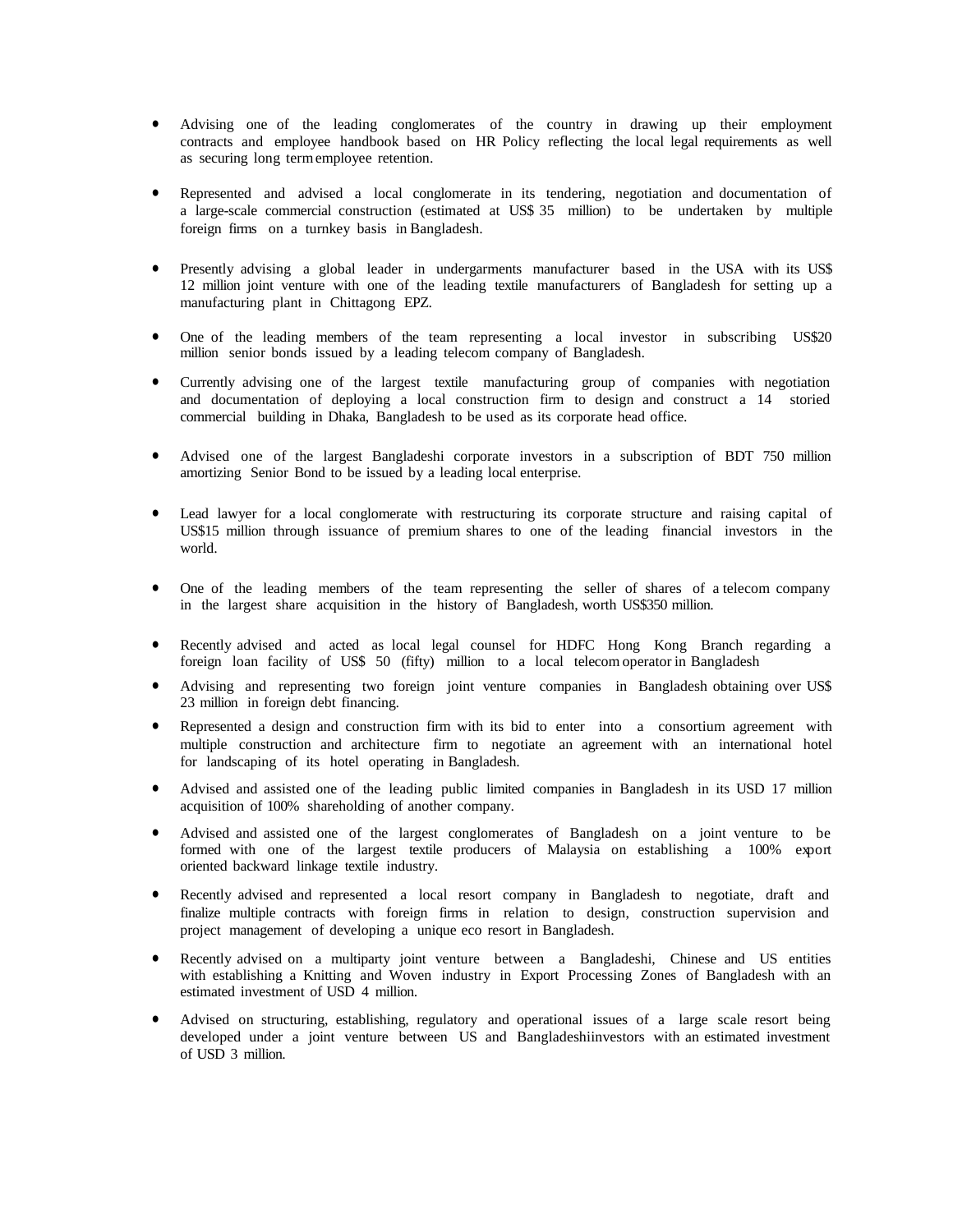- Advising one of the leading conglomerates of the country in drawing up their employment contracts and employee handbook based on HR Policy reflecting the local legal requirements as well as securing long term employee retention.

- Represented and advised a local conglomerate in its tendering, negotiation and documentation of a large-scale commercial construction (estimated at US$ 35 million) to be undertaken by multiple foreign firms on a turnkey basis in Bangladesh.

- Presently advising a global leader in undergarments manufacturer based in the USA with its US$ 12 million joint venture with one of the leading textile manufacturers of Bangladesh for setting up a manufacturing plant in Chittagong EPZ.

- One of the leading members of the team representing a local investor in subscribing US$20 million senior bonds issued by a leading telecom company of Bangladesh.

- Currently advising one of the largest textile manufacturing group of companies with negotiation and documentation of deploying a local construction firm to design and construct a 14 storied commercial building in Dhaka, Bangladesh to be used as its corporate head office.

- Advised one of the largest Bangladeshi corporate investors in a subscription of BDT 750 million amortizing Senior Bond to be issued by a leading local enterprise.

- Lead lawyer for a local conglomerate with restructuring its corporate structure and raising capital of US$15 million through issuance of premium shares to one of the leading financial investors in the world.

- One of the leading members of the team representing the seller of shares of a telecom company in the largest share acquisition in the history of Bangladesh, worth US$350 million.

- Recently advised and acted as local legal counsel for HDFC Hong Kong Branch regarding a foreign loan facility of US$ 50 (fifty) million to a local telecom operator in Bangladesh

- Advising and representing two foreign joint venture companies in Bangladesh obtaining over US$ 23 million in foreign debt financing.

- Represented a design and construction firm with its bid to enter into a consortium agreement with multiple construction and architecture firm to negotiate an agreement with an international hotel for landscaping of its hotel operating in Bangladesh.

- Advised and assisted one of the leading public limited companies in Bangladesh in its USD 17 million acquisition of 100% shareholding of another company.

- Advised and assisted one of the largest conglomerates of Bangladesh on a joint venture to be formed with one of the largest textile producers of Malaysia on establishing a 100% export oriented backward linkage textile industry.

- Recently advised and represented a local resort company in Bangladesh to negotiate, draft and finalize multiple contracts with foreign firms in relation to design, construction supervision and project management of developing a unique eco resort in Bangladesh.

- Recently advised on a multiparty joint venture between a Bangladeshi, Chinese and US entities with establishing a Knitting and Woven industry in Export Processing Zones of Bangladesh with an estimated investment of USD 4 million.

- Advised on structuring, establishing, regulatory and operational issues of a large scale resort being developed under a joint venture between US and Bangladeshiinvestors with an estimated investment of USD 3 million.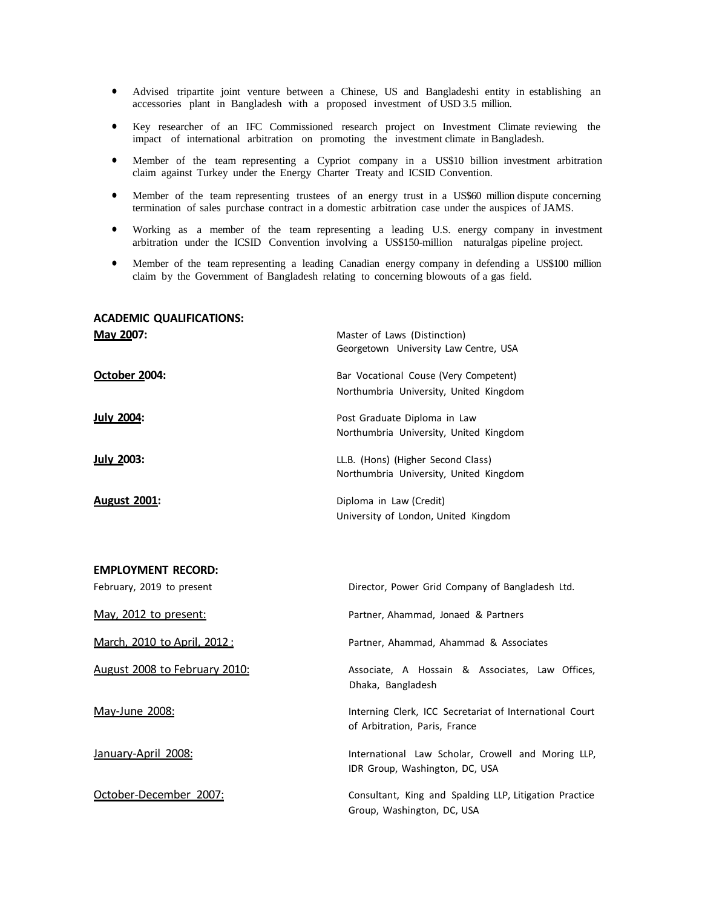- Advised tripartite joint venture between a Chinese, US and Bangladeshi entity in establishing an accessories plant in Bangladesh with a proposed investment of USD 3.5 million.
- Key researcher of an IFC Commissioned research project on Investment Climate reviewing the impact of international arbitration on promoting the investment climate in Bangladesh.
- Member of the team representing a Cypriot company in a US$10 billion investment arbitration claim against Turkey under the Energy Charter Treaty and ICSID Convention.
- Member of the team representing trustees of an energy trust in a US$60 million dispute concerning termination of sales purchase contract in a domestic arbitration case under the auspices of JAMS.
- Working as a member of the team representing a leading U.S. energy company in investment arbitration under the ICSID Convention involving a US$150-million naturalgas pipeline project.
- Member of the team representing a leading Canadian energy company in defending a US$100 million claim by the Government of Bangladesh relating to concerning blowouts of a gas field.

**ACADEMIC QUALIFICATIONS:**

| | |
|---|---|
| **May 2007:** | Master of Laws (Distinction)<br>Georgetown University Law Centre, USA |
| **October 2004:** | Bar Vocational Couse (Very Competent)<br>Northumbria University, United Kingdom |
| **July 2004:** | Post Graduate Diploma in Law<br>Northumbria University, United Kingdom |
| **July 2003:** | LL.B. (Hons) (Higher Second Class)<br>Northumbria University, United Kingdom |
| **August 2001:** | Diploma in Law (Credit)<br>University of London, United Kingdom |

**EMPLOYMENT RECORD:**

| | |
|---|---|
| February, 2019 to present | Director, Power Grid Company of Bangladesh Ltd. |
| May, 2012 to present: | Partner, Ahammad, Jonaed & Partners |
| March, 2010 to April, 2012 : | Partner, Ahammad, Ahammad & Associates |
| August 2008 to February 2010: | Associate, A Hossain & Associates, Law Offices, Dhaka, Bangladesh |
| May-June 2008: | Interning Clerk, ICC Secretariat of International Court of Arbitration, Paris, France |
| January-April 2008: | International Law Scholar, Crowell and Moring LLP, IDR Group, Washington, DC, USA |
| October-December 2007: | Consultant, King and Spalding LLP, Litigation Practice Group, Washington, DC, USA |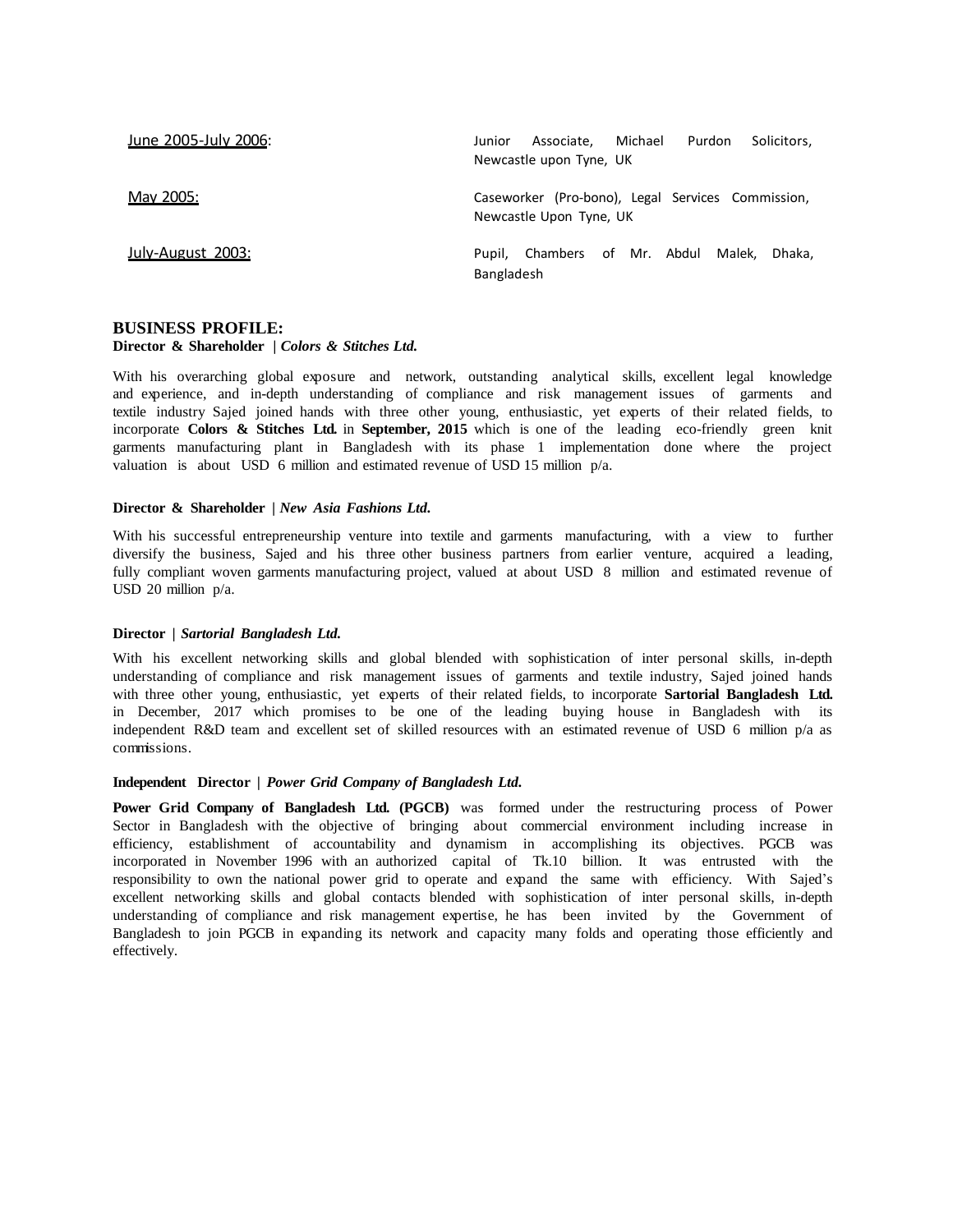| | |
|---|---|
| June 2005-July 2006: | Junior Associate, Michael Purdon Solicitors, Newcastle upon Tyne, UK |
| May 2005: | Caseworker (Pro-bono), Legal Services Commission, Newcastle Upon Tyne, UK |
| July-August 2003: | Pupil, Chambers of Mr. Abdul Malek, Dhaka, Bangladesh |

## BUSINESS PROFILE:

**Director & Shareholder | *Colors & Stitches Ltd.***

With his overarching global exposure and network, outstanding analytical skills, excellent legal knowledge and experience, and in-depth understanding of compliance and risk management issues of garments and textile industry Sajed joined hands with three other young, enthusiastic, yet experts of their related fields, to incorporate **Colors & Stitches Ltd.** in **September, 2015** which is one of the leading eco-friendly green knit garments manufacturing plant in Bangladesh with its phase 1 implementation done where the project valuation is about USD 6 million and estimated revenue of USD 15 million p/a.

**Director & Shareholder | *New Asia Fashions Ltd.***

With his successful entrepreneurship venture into textile and garments manufacturing, with a view to further diversify the business, Sajed and his three other business partners from earlier venture, acquired a leading, fully compliant woven garments manufacturing project, valued at about USD 8 million and estimated revenue of USD 20 million p/a.

**Director | *Sartorial Bangladesh Ltd.***

With his excellent networking skills and global blended with sophistication of inter personal skills, in-depth understanding of compliance and risk management issues of garments and textile industry, Sajed joined hands with three other young, enthusiastic, yet experts of their related fields, to incorporate **Sartorial Bangladesh Ltd.** in December, 2017 which promises to be one of the leading buying house in Bangladesh with its independent R&D team and excellent set of skilled resources with an estimated revenue of USD 6 million p/a as commissions.

**Independent Director | *Power Grid Company of Bangladesh Ltd.***

**Power Grid Company of Bangladesh Ltd. (PGCB)** was formed under the restructuring process of Power Sector in Bangladesh with the objective of bringing about commercial environment including increase in efficiency, establishment of accountability and dynamism in accomplishing its objectives. PGCB was incorporated in November 1996 with an authorized capital of Tk.10 billion. It was entrusted with the responsibility to own the national power grid to operate and expand the same with efficiency. With Sajed's excellent networking skills and global contacts blended with sophistication of inter personal skills, in-depth understanding of compliance and risk management expertise, he has been invited by the Government of Bangladesh to join PGCB in expanding its network and capacity many folds and operating those efficiently and effectively.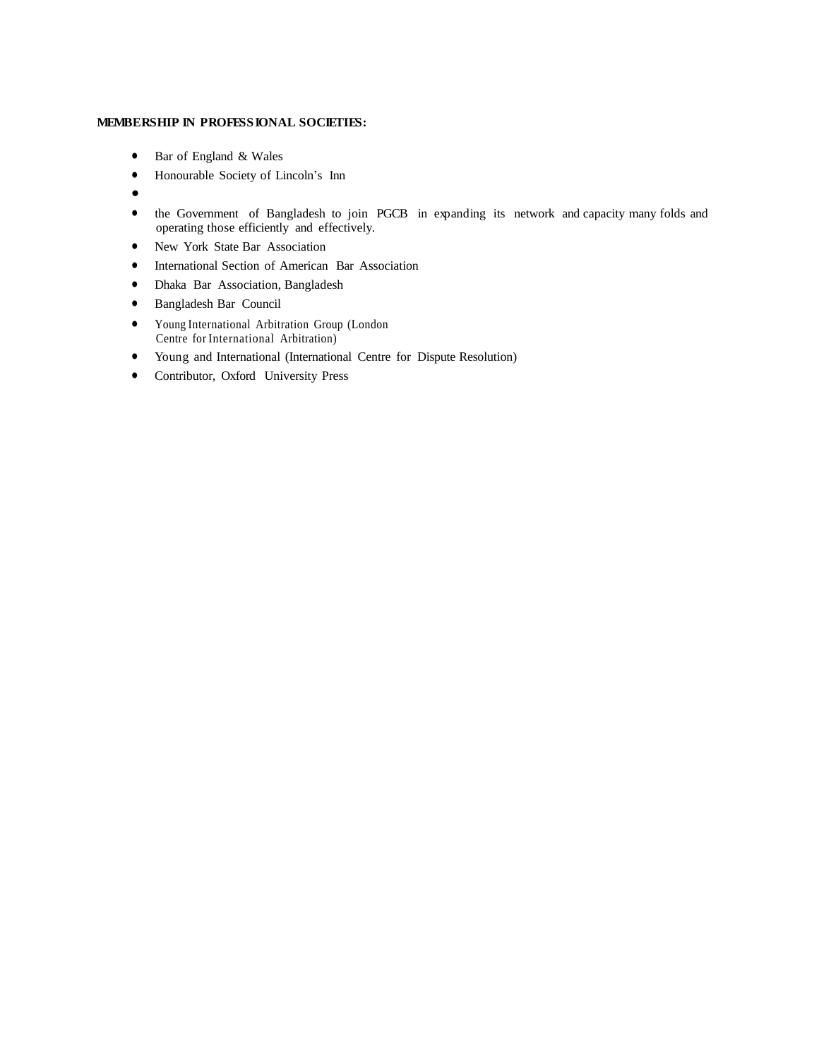**MEMBERSHIP IN PROFESSIONAL SOCIETIES:**

- Bar of England & Wales
- Honourable Society of Lincoln's Inn
- 
- the Government of Bangladesh to join PGCB in expanding its network and capacity many folds and operating those efficiently and effectively.
- New York State Bar Association
- International Section of American Bar Association
- Dhaka Bar Association, Bangladesh
- Bangladesh Bar Council
- Young International Arbitration Group (London Centre for International Arbitration)
- Young and International (International Centre for Dispute Resolution)
- Contributor, Oxford University Press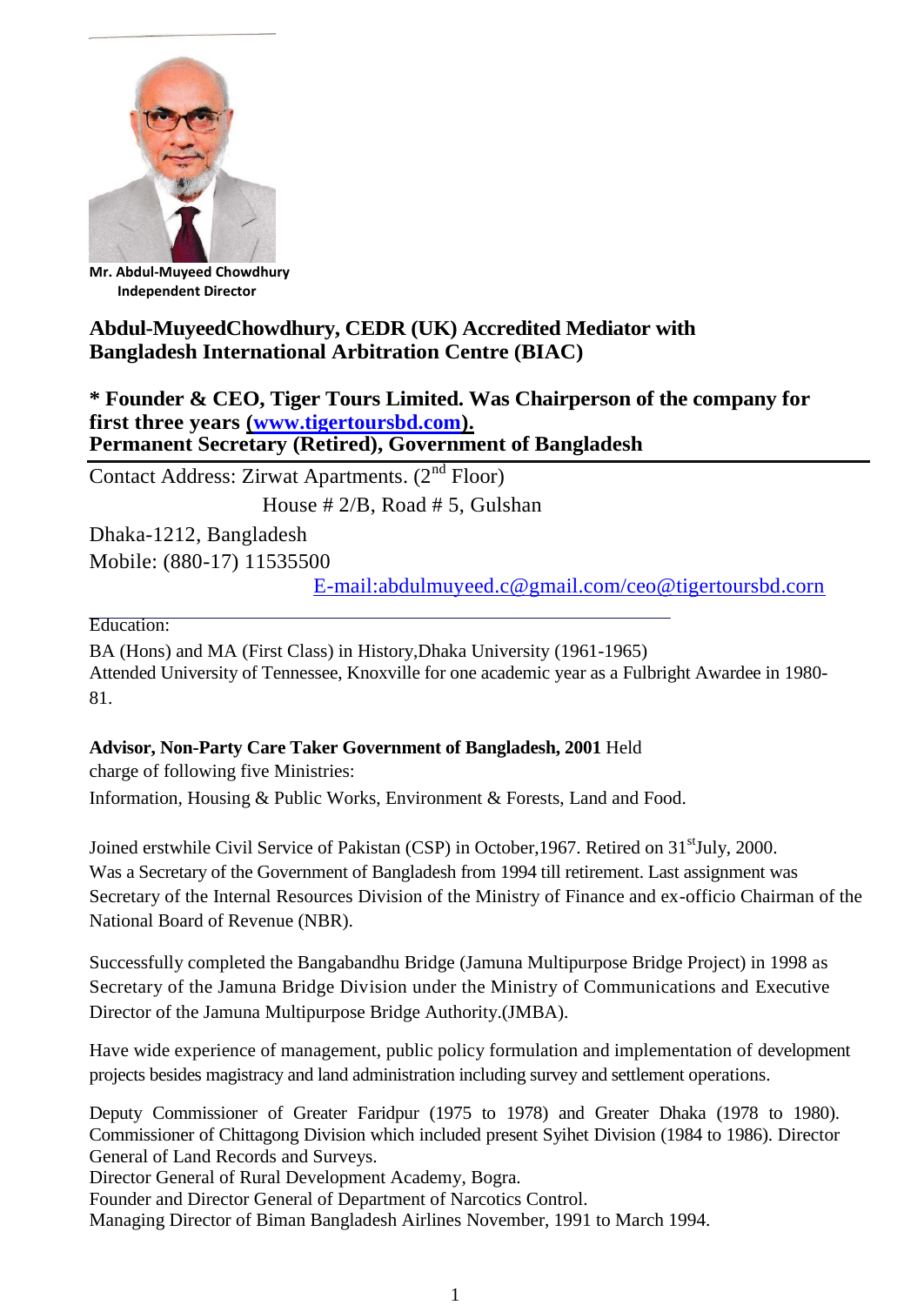**Mr. Abdul-Muyeed Chowdhury**
**Independent Director**

**Abdul-MuyeedChowdhury, CEDR (UK) Accredited Mediator with Bangladesh International Arbitration Centre (BIAC)**

**\* Founder & CEO, Tiger Tours Limited. Was Chairperson of the company for first three years (www.tigertoursbd.com).**
**Permanent Secretary (Retired), Government of Bangladesh**

Contact Address: Zirwat Apartments. (2nd Floor)
House # 2/B, Road # 5, Gulshan
Dhaka-1212, Bangladesh
Mobile: (880-17) 11535500
E-mail:abdulmuyeed.c@gmail.com/ceo@tigertoursbd.corn

Education:

BA (Hons) and MA (First Class) in History,Dhaka University (1961-1965)
Attended University of Tennessee, Knoxville for one academic year as a Fulbright Awardee in 1980-81.

**Advisor, Non-Party Care Taker Government of Bangladesh, 2001** Held charge of following five Ministries:
Information, Housing & Public Works, Environment & Forests, Land and Food.

Joined erstwhile Civil Service of Pakistan (CSP) in October,1967. Retired on 31stJuly, 2000.
Was a Secretary of the Government of Bangladesh from 1994 till retirement. Last assignment was Secretary of the Internal Resources Division of the Ministry of Finance and ex-officio Chairman of the National Board of Revenue (NBR).

Successfully completed the Bangabandhu Bridge (Jamuna Multipurpose Bridge Project) in 1998 as Secretary of the Jamuna Bridge Division under the Ministry of Communications and Executive Director of the Jamuna Multipurpose Bridge Authority.(JMBA).

Have wide experience of management, public policy formulation and implementation of development projects besides magistracy and land administration including survey and settlement operations.

Deputy Commissioner of Greater Faridpur (1975 to 1978) and Greater Dhaka (1978 to 1980). Commissioner of Chittagong Division which included present Syihet Division (1984 to 1986). Director General of Land Records and Surveys.
Director General of Rural Development Academy, Bogra.
Founder and Director General of Department of Narcotics Control.
Managing Director of Biman Bangladesh Airlines November, 1991 to March 1994.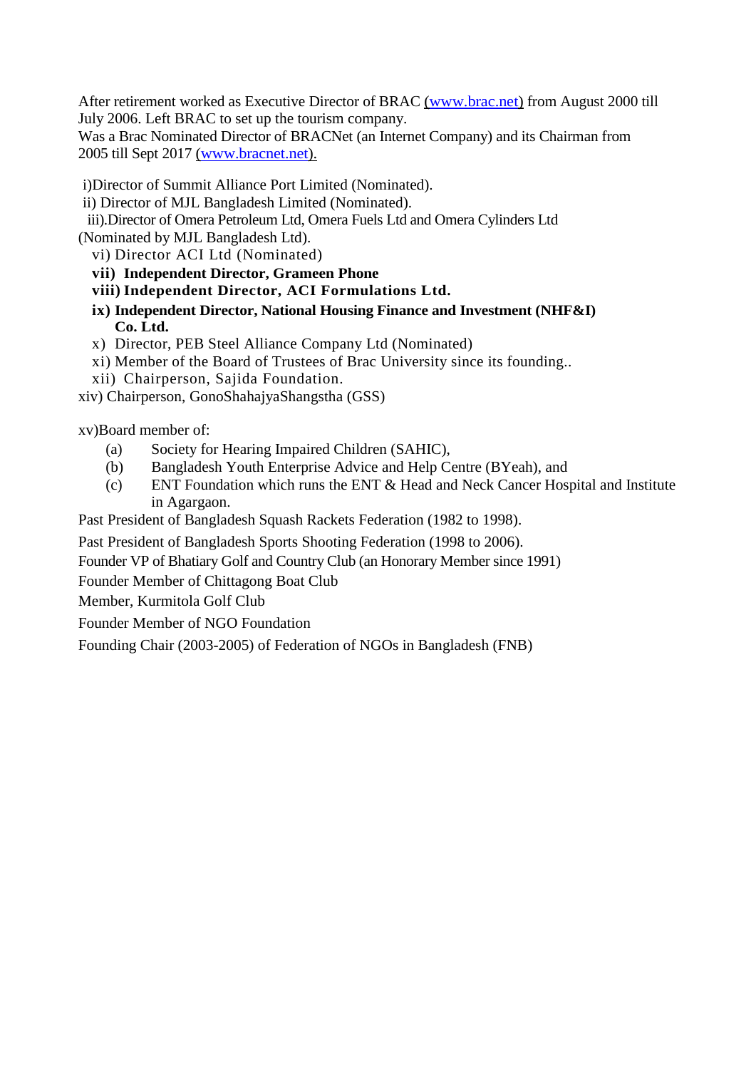After retirement worked as Executive Director of BRAC (www.brac.net) from August 2000 till July 2006. Left BRAC to set up the tourism company.
Was a Brac Nominated Director of BRACNet (an Internet Company) and its Chairman from 2005 till Sept 2017 (www.bracnet.net).

i)Director of Summit Alliance Port Limited (Nominated).
ii) Director of MJL Bangladesh Limited (Nominated).
iii).Director of Omera Petroleum Ltd, Omera Fuels Ltd and Omera Cylinders Ltd (Nominated by MJL Bangladesh Ltd).
vi) Director ACI Ltd (Nominated)
**vii) Independent Director, Grameen Phone**
**viii) Independent Director, ACI Formulations Ltd.**
**ix) Independent Director, National Housing Finance and Investment (NHF&I) Co. Ltd.**
x) Director, PEB Steel Alliance Company Ltd (Nominated)
xi) Member of the Board of Trustees of Brac University since its founding..
xii) Chairperson, Sajida Foundation.
xiv) Chairperson, GonoShahajyaShangstha (GSS)

xv)Board member of:

(a) Society for Hearing Impaired Children (SAHIC),
(b) Bangladesh Youth Enterprise Advice and Help Centre (BYeah), and
(c) ENT Foundation which runs the ENT & Head and Neck Cancer Hospital and Institute in Agargaon.

Past President of Bangladesh Squash Rackets Federation (1982 to 1998).

Past President of Bangladesh Sports Shooting Federation (1998 to 2006).

Founder VP of Bhatiary Golf and Country Club (an Honorary Member since 1991)

Founder Member of Chittagong Boat Club

Member, Kurmitola Golf Club

Founder Member of NGO Foundation

Founding Chair (2003-2005) of Federation of NGOs in Bangladesh (FNB)